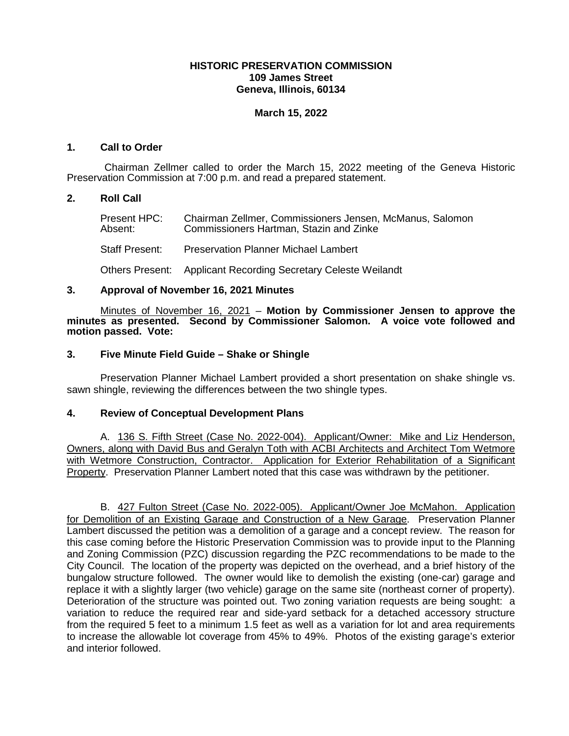**HISTORIC PRESERVATION COMMISSION**
**109 James Street**
**Geneva, Illinois, 60134**

**March 15, 2022**

## 1. Call to Order

Chairman Zellmer called to order the March 15, 2022 meeting of the Geneva Historic Preservation Commission at 7:00 p.m. and read a prepared statement.

## 2. Roll Call

Present HPC: Chairman Zellmer, Commissioners Jensen, McManus, Salomon
Absent: Commissioners Hartman, Stazin and Zinke

Staff Present: Preservation Planner Michael Lambert

Others Present: Applicant Recording Secretary Celeste Weilandt

## 3. Approval of November 16, 2021 Minutes

Minutes of November 16, 2021 – **Motion by Commissioner Jensen to approve the minutes as presented. Second by Commissioner Salomon. A voice vote followed and motion passed. Vote:**

## 3. Five Minute Field Guide – Shake or Shingle

Preservation Planner Michael Lambert provided a short presentation on shake shingle vs. sawn shingle, reviewing the differences between the two shingle types.

## 4. Review of Conceptual Development Plans

A. 136 S. Fifth Street (Case No. 2022-004). Applicant/Owner: Mike and Liz Henderson, Owners, along with David Bus and Geralyn Toth with ACBI Architects and Architect Tom Wetmore with Wetmore Construction, Contractor. Application for Exterior Rehabilitation of a Significant Property. Preservation Planner Lambert noted that this case was withdrawn by the petitioner.

B. 427 Fulton Street (Case No. 2022-005). Applicant/Owner Joe McMahon. Application for Demolition of an Existing Garage and Construction of a New Garage. Preservation Planner Lambert discussed the petition was a demolition of a garage and a concept review. The reason for this case coming before the Historic Preservation Commission was to provide input to the Planning and Zoning Commission (PZC) discussion regarding the PZC recommendations to be made to the City Council. The location of the property was depicted on the overhead, and a brief history of the bungalow structure followed. The owner would like to demolish the existing (one-car) garage and replace it with a slightly larger (two vehicle) garage on the same site (northeast corner of property). Deterioration of the structure was pointed out. Two zoning variation requests are being sought: a variation to reduce the required rear and side-yard setback for a detached accessory structure from the required 5 feet to a minimum 1.5 feet as well as a variation for lot and area requirements to increase the allowable lot coverage from 45% to 49%. Photos of the existing garage's exterior and interior followed.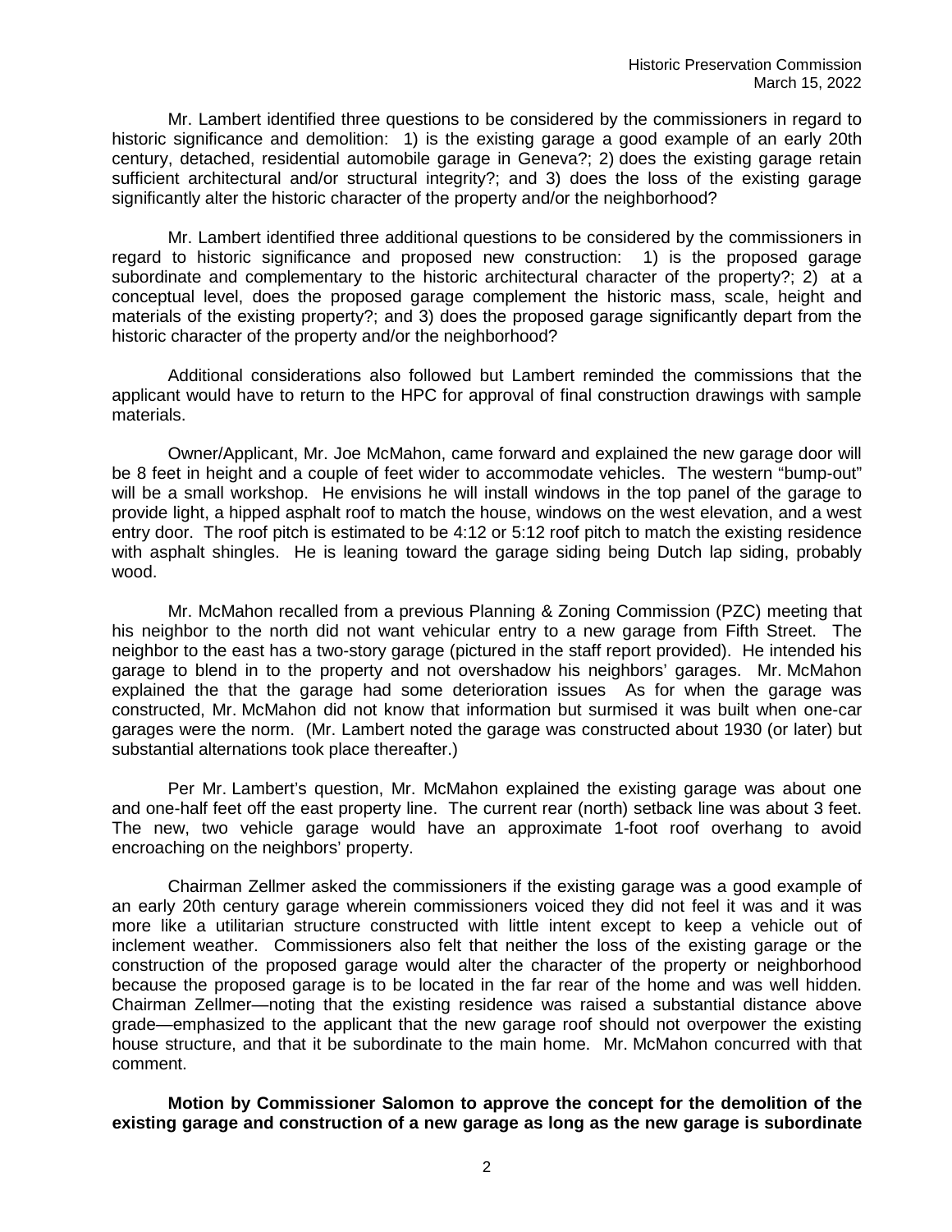Mr. Lambert identified three questions to be considered by the commissioners in regard to historic significance and demolition: 1) is the existing garage a good example of an early 20th century, detached, residential automobile garage in Geneva?; 2) does the existing garage retain sufficient architectural and/or structural integrity?; and 3) does the loss of the existing garage significantly alter the historic character of the property and/or the neighborhood?

Mr. Lambert identified three additional questions to be considered by the commissioners in regard to historic significance and proposed new construction: 1) is the proposed garage subordinate and complementary to the historic architectural character of the property?; 2) at a conceptual level, does the proposed garage complement the historic mass, scale, height and materials of the existing property?; and 3) does the proposed garage significantly depart from the historic character of the property and/or the neighborhood?

Additional considerations also followed but Lambert reminded the commissions that the applicant would have to return to the HPC for approval of final construction drawings with sample materials.

Owner/Applicant, Mr. Joe McMahon, came forward and explained the new garage door will be 8 feet in height and a couple of feet wider to accommodate vehicles. The western "bump-out" will be a small workshop. He envisions he will install windows in the top panel of the garage to provide light, a hipped asphalt roof to match the house, windows on the west elevation, and a west entry door. The roof pitch is estimated to be 4:12 or 5:12 roof pitch to match the existing residence with asphalt shingles. He is leaning toward the garage siding being Dutch lap siding, probably wood.

Mr. McMahon recalled from a previous Planning & Zoning Commission (PZC) meeting that his neighbor to the north did not want vehicular entry to a new garage from Fifth Street. The neighbor to the east has a two-story garage (pictured in the staff report provided). He intended his garage to blend in to the property and not overshadow his neighbors' garages. Mr. McMahon explained the that the garage had some deterioration issues As for when the garage was constructed, Mr. McMahon did not know that information but surmised it was built when one-car garages were the norm. (Mr. Lambert noted the garage was constructed about 1930 (or later) but substantial alternations took place thereafter.)

Per Mr. Lambert's question, Mr. McMahon explained the existing garage was about one and one-half feet off the east property line. The current rear (north) setback line was about 3 feet. The new, two vehicle garage would have an approximate 1-foot roof overhang to avoid encroaching on the neighbors' property.

Chairman Zellmer asked the commissioners if the existing garage was a good example of an early 20th century garage wherein commissioners voiced they did not feel it was and it was more like a utilitarian structure constructed with little intent except to keep a vehicle out of inclement weather. Commissioners also felt that neither the loss of the existing garage or the construction of the proposed garage would alter the character of the property or neighborhood because the proposed garage is to be located in the far rear of the home and was well hidden. Chairman Zellmer—noting that the existing residence was raised a substantial distance above grade—emphasized to the applicant that the new garage roof should not overpower the existing house structure, and that it be subordinate to the main home. Mr. McMahon concurred with that comment.

**Motion by Commissioner Salomon to approve the concept for the demolition of the existing garage and construction of a new garage as long as the new garage is subordinate**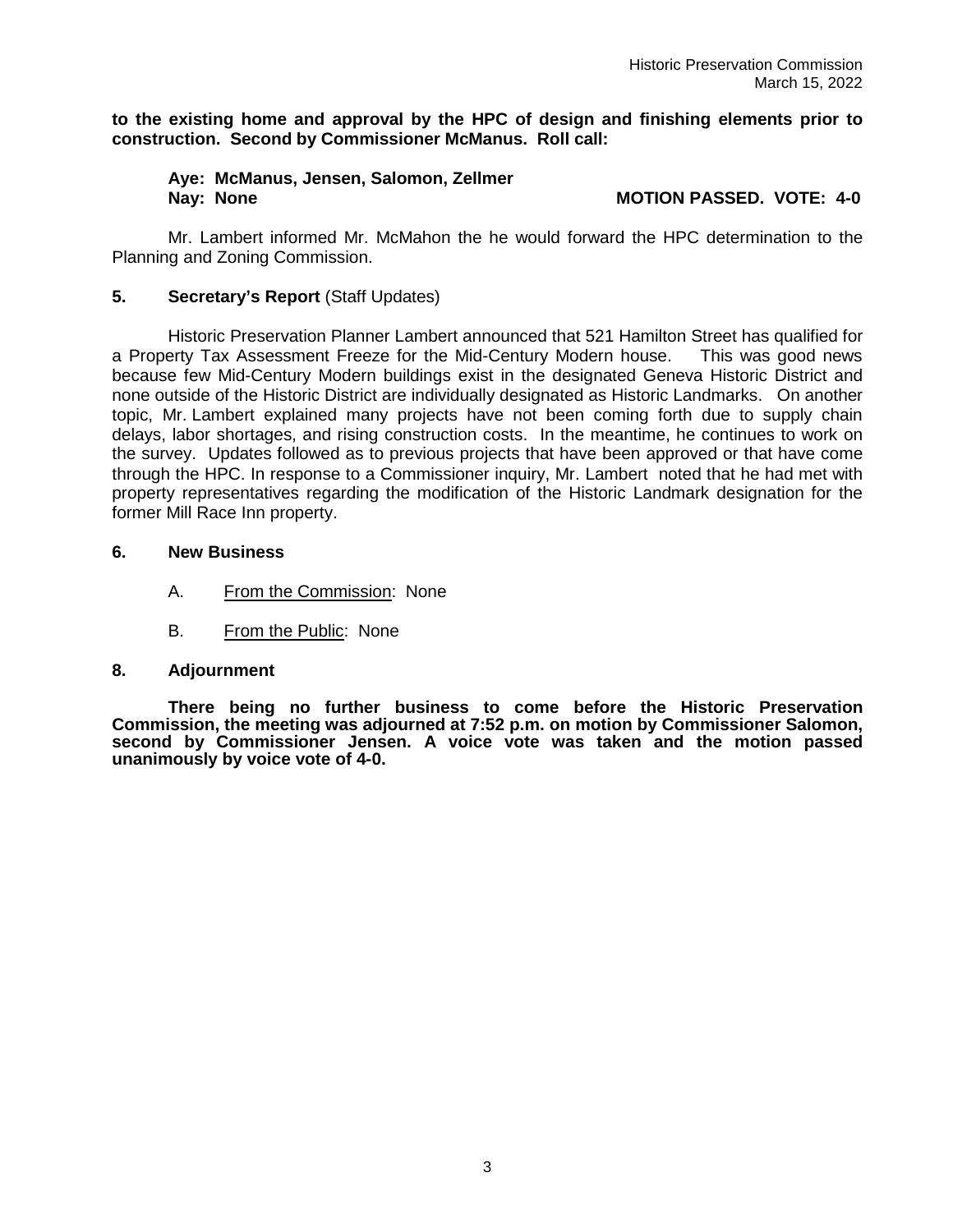**to the existing home and approval by the HPC of design and finishing elements prior to construction. Second by Commissioner McManus. Roll call:**

**Aye: McManus, Jensen, Salomon, Zellmer**
**Nay: None** **MOTION PASSED. VOTE: 4-0**

Mr. Lambert informed Mr. McMahon the he would forward the HPC determination to the Planning and Zoning Commission.

**5. Secretary's Report** (Staff Updates)

Historic Preservation Planner Lambert announced that 521 Hamilton Street has qualified for a Property Tax Assessment Freeze for the Mid-Century Modern house. This was good news because few Mid-Century Modern buildings exist in the designated Geneva Historic District and none outside of the Historic District are individually designated as Historic Landmarks. On another topic, Mr. Lambert explained many projects have not been coming forth due to supply chain delays, labor shortages, and rising construction costs. In the meantime, he continues to work on the survey. Updates followed as to previous projects that have been approved or that have come through the HPC. In response to a Commissioner inquiry, Mr. Lambert noted that he had met with property representatives regarding the modification of the Historic Landmark designation for the former Mill Race Inn property.

**6. New Business**

A. From the Commission: None

B. From the Public: None

**8. Adjournment**

**There being no further business to come before the Historic Preservation Commission, the meeting was adjourned at 7:52 p.m. on motion by Commissioner Salomon, second by Commissioner Jensen. A voice vote was taken and the motion passed unanimously by voice vote of 4-0.**